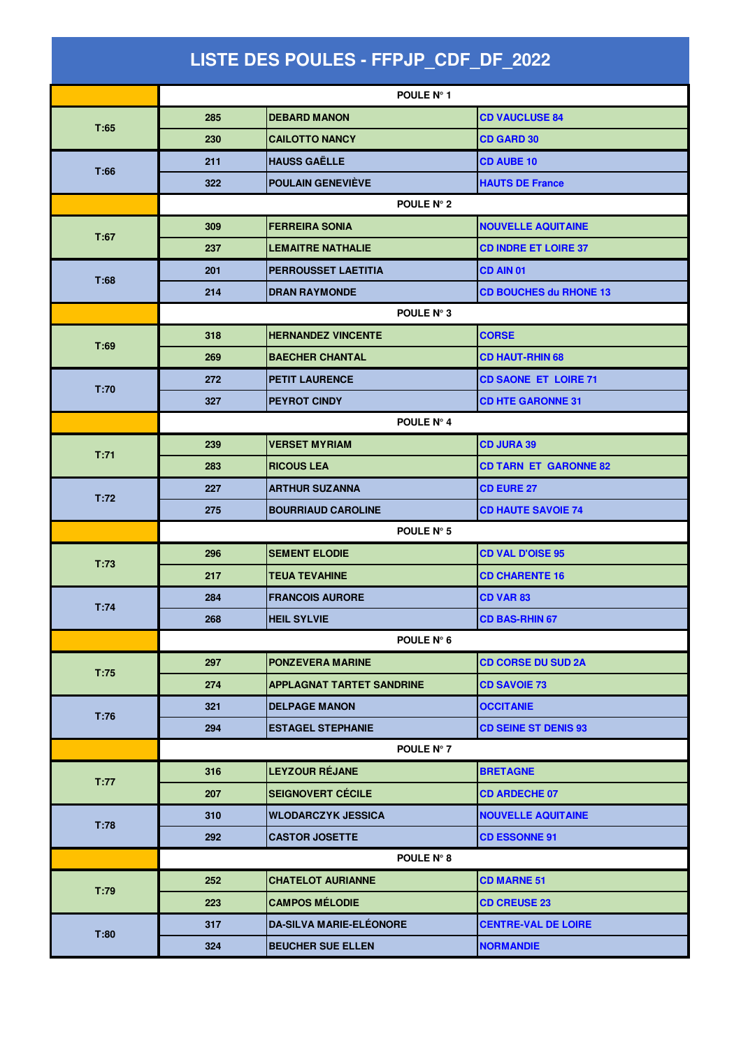# LISTE DES POULES - FFPJP_CDF_DF_2022

| | POULE N° 1 | | |
|---|---|---|---|
| T:65 | 285 | DEBARD MANON | CD VAUCLUSE 84 |
| | 230 | CAILOTTO NANCY | CD GARD 30 |
| T:66 | 211 | HAUSS GAËLLE | CD AUBE 10 |
| | 322 | POULAIN GENEVIÈVE | HAUTS DE France |
| | POULE N° 2 | | |
| T:67 | 309 | FERREIRA SONIA | NOUVELLE AQUITAINE |
| | 237 | LEMAITRE NATHALIE | CD INDRE ET LOIRE 37 |
| T:68 | 201 | PERROUSSET LAETITIA | CD AIN 01 |
| | 214 | DRAN RAYMONDE | CD BOUCHES du RHONE 13 |
| | POULE N° 3 | | |
| T:69 | 318 | HERNANDEZ VINCENTE | CORSE |
| | 269 | BAECHER CHANTAL | CD HAUT-RHIN 68 |
| T:70 | 272 | PETIT LAURENCE | CD SAONE ET LOIRE 71 |
| | 327 | PEYROT CINDY | CD HTE GARONNE 31 |
| | POULE N° 4 | | |
| T:71 | 239 | VERSET MYRIAM | CD JURA 39 |
| | 283 | RICOUS LEA | CD TARN ET GARONNE 82 |
| T:72 | 227 | ARTHUR SUZANNA | CD EURE 27 |
| | 275 | BOURRIAUD CAROLINE | CD HAUTE SAVOIE 74 |
| | POULE N° 5 | | |
| T:73 | 296 | SEMENT ELODIE | CD VAL D'OISE 95 |
| | 217 | TEUA TEVAHINE | CD CHARENTE 16 |
| T:74 | 284 | FRANCOIS AURORE | CD VAR 83 |
| | 268 | HEIL SYLVIE | CD BAS-RHIN 67 |
| | POULE N° 6 | | |
| T:75 | 297 | PONZEVERA MARINE | CD CORSE DU SUD 2A |
| | 274 | APPLAGNAT TARTET SANDRINE | CD SAVOIE 73 |
| T:76 | 321 | DELPAGE MANON | OCCITANIE |
| | 294 | ESTAGEL STEPHANIE | CD SEINE ST DENIS 93 |
| | POULE N° 7 | | |
| T:77 | 316 | LEYZOUR RÉJANE | BRETAGNE |
| | 207 | SEIGNOVERT CÉCILE | CD ARDECHE 07 |
| T:78 | 310 | WLODARCZYK JESSICA | NOUVELLE AQUITAINE |
| | 292 | CASTOR JOSETTE | CD ESSONNE 91 |
| | POULE N° 8 | | |
| T:79 | 252 | CHATELOT AURIANNE | CD MARNE 51 |
| | 223 | CAMPOS MÉLODIE | CD CREUSE 23 |
| T:80 | 317 | DA-SILVA MARIE-ELÉONORE | CENTRE-VAL DE LOIRE |
| | 324 | BEUCHER SUE ELLEN | NORMANDIE |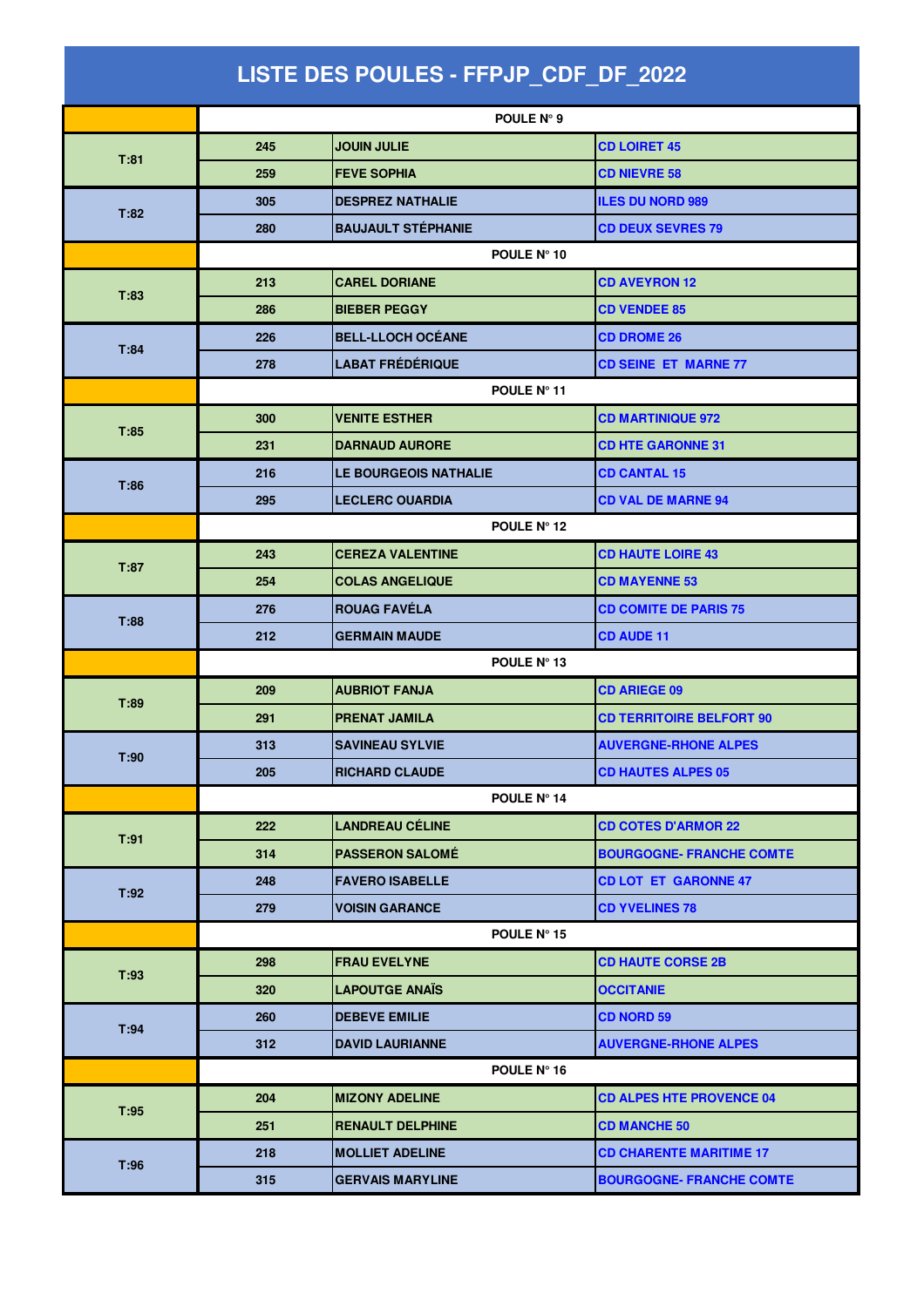# LISTE DES POULES - FFPJP_CDF_DF_2022

| | | | |
|---|---|---|---|
| | POULE N° 9 | | |
| T:81 | 245 | JOUIN JULIE | CD LOIRET 45 |
| | 259 | FEVE SOPHIA | CD NIEVRE 58 |
| T:82 | 305 | DESPREZ NATHALIE | ILES DU NORD 989 |
| | 280 | BAUJAULT STÉPHANIE | CD DEUX SEVRES 79 |
| | POULE N° 10 | | |
| T:83 | 213 | CAREL DORIANE | CD AVEYRON 12 |
| | 286 | BIEBER PEGGY | CD VENDEE 85 |
| T:84 | 226 | BELL-LLOCH OCÉANE | CD DROME 26 |
| | 278 | LABAT FRÉDÉRIQUE | CD SEINE ET MARNE 77 |
| | POULE N° 11 | | |
| T:85 | 300 | VENITE ESTHER | CD MARTINIQUE 972 |
| | 231 | DARNAUD AURORE | CD HTE GARONNE 31 |
| T:86 | 216 | LE BOURGEOIS NATHALIE | CD CANTAL 15 |
| | 295 | LECLERC OUARDIA | CD VAL DE MARNE 94 |
| | POULE N° 12 | | |
| T:87 | 243 | CEREZA VALENTINE | CD HAUTE LOIRE 43 |
| | 254 | COLAS ANGELIQUE | CD MAYENNE 53 |
| T:88 | 276 | ROUAG FAVÉLA | CD COMITE DE PARIS 75 |
| | 212 | GERMAIN MAUDE | CD AUDE 11 |
| | POULE N° 13 | | |
| T:89 | 209 | AUBRIOT FANJA | CD ARIEGE 09 |
| | 291 | PRENAT JAMILA | CD TERRITOIRE BELFORT 90 |
| T:90 | 313 | SAVINEAU SYLVIE | AUVERGNE-RHONE ALPES |
| | 205 | RICHARD CLAUDE | CD HAUTES ALPES 05 |
| | POULE N° 14 | | |
| T:91 | 222 | LANDREAU CÉLINE | CD COTES D'ARMOR 22 |
| | 314 | PASSERON SALOMÉ | BOURGOGNE- FRANCHE COMTE |
| T:92 | 248 | FAVERO ISABELLE | CD LOT ET GARONNE 47 |
| | 279 | VOISIN GARANCE | CD YVELINES 78 |
| | POULE N° 15 | | |
| T:93 | 298 | FRAU EVELYNE | CD HAUTE CORSE 2B |
| | 320 | LAPOUTGE ANAÏS | OCCITANIE |
| T:94 | 260 | DEBEVE EMILIE | CD NORD 59 |
| | 312 | DAVID LAURIANNE | AUVERGNE-RHONE ALPES |
| | POULE N° 16 | | |
| T:95 | 204 | MIZONY ADELINE | CD ALPES HTE PROVENCE 04 |
| | 251 | RENAULT DELPHINE | CD MANCHE 50 |
| T:96 | 218 | MOLLIET ADELINE | CD CHARENTE MARITIME 17 |
| | 315 | GERVAIS MARYLINE | BOURGOGNE- FRANCHE COMTE |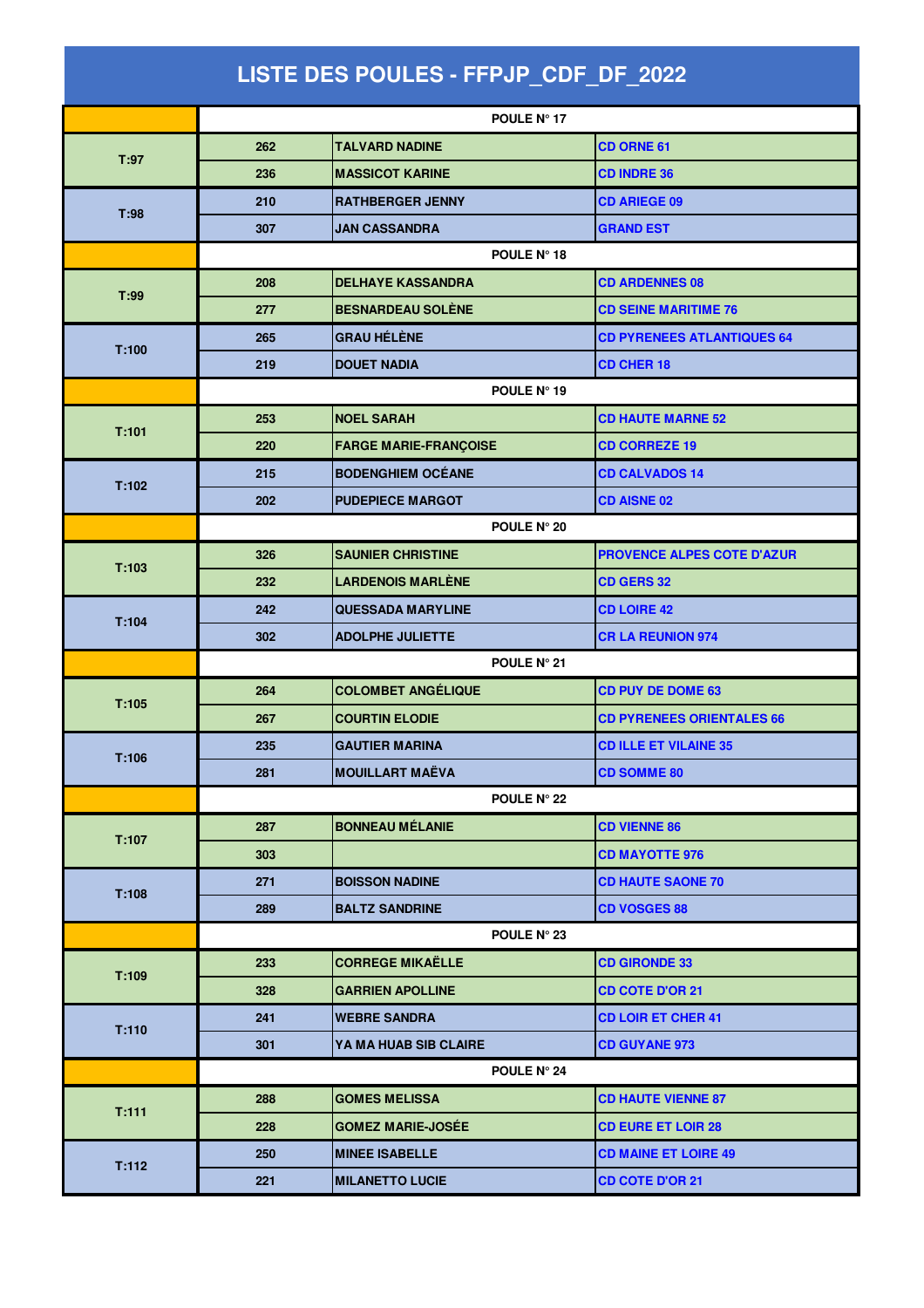# LISTE DES POULES - FFPJP_CDF_DF_2022

| | | | |
|---|---|---|---|
| | POULE N° 17 | | |
| T:97 | 262 | TALVARD NADINE | CD ORNE 61 |
| | 236 | MASSICOT KARINE | CD INDRE 36 |
| T:98 | 210 | RATHBERGER JENNY | CD ARIEGE 09 |
| | 307 | JAN CASSANDRA | GRAND EST |
| | POULE N° 18 | | |
| T:99 | 208 | DELHAYE KASSANDRA | CD ARDENNES 08 |
| | 277 | BESNARDEAU SOLÈNE | CD SEINE MARITIME 76 |
| T:100 | 265 | GRAU HÉLÈNE | CD PYRENEES ATLANTIQUES 64 |
| | 219 | DOUET NADIA | CD CHER 18 |
| | POULE N° 19 | | |
| T:101 | 253 | NOEL SARAH | CD HAUTE MARNE 52 |
| | 220 | FARGE MARIE-FRANÇOISE | CD CORREZE 19 |
| T:102 | 215 | BODENGHIEM OCÉANE | CD CALVADOS 14 |
| | 202 | PUDEPIECE MARGOT | CD AISNE 02 |
| | POULE N° 20 | | |
| T:103 | 326 | SAUNIER CHRISTINE | PROVENCE ALPES COTE D'AZUR |
| | 232 | LARDENOIS MARLÈNE | CD GERS 32 |
| T:104 | 242 | QUESSADA MARYLINE | CD LOIRE 42 |
| | 302 | ADOLPHE JULIETTE | CR LA REUNION 974 |
| | POULE N° 21 | | |
| T:105 | 264 | COLOMBET ANGÉLIQUE | CD PUY DE DOME 63 |
| | 267 | COURTIN ELODIE | CD PYRENEES ORIENTALES 66 |
| T:106 | 235 | GAUTIER MARINA | CD ILLE ET VILAINE 35 |
| | 281 | MOUILLART MAËVA | CD SOMME 80 |
| | POULE N° 22 | | |
| T:107 | 287 | BONNEAU MÉLANIE | CD VIENNE 86 |
| | 303 | | CD MAYOTTE 976 |
| T:108 | 271 | BOISSON NADINE | CD HAUTE SAONE 70 |
| | 289 | BALTZ SANDRINE | CD VOSGES 88 |
| | POULE N° 23 | | |
| T:109 | 233 | CORREGE MIKAËLLE | CD GIRONDE 33 |
| | 328 | GARRIEN APOLLINE | CD COTE D'OR 21 |
| T:110 | 241 | WEBRE SANDRA | CD LOIR ET CHER 41 |
| | 301 | YA MA HUAB SIB CLAIRE | CD GUYANE 973 |
| | POULE N° 24 | | |
| T:111 | 288 | GOMES MELISSA | CD HAUTE VIENNE 87 |
| | 228 | GOMEZ MARIE-JOSÉE | CD EURE ET LOIR 28 |
| T:112 | 250 | MINEE ISABELLE | CD MAINE ET LOIRE 49 |
| | 221 | MILANETTO LUCIE | CD COTE D'OR 21 |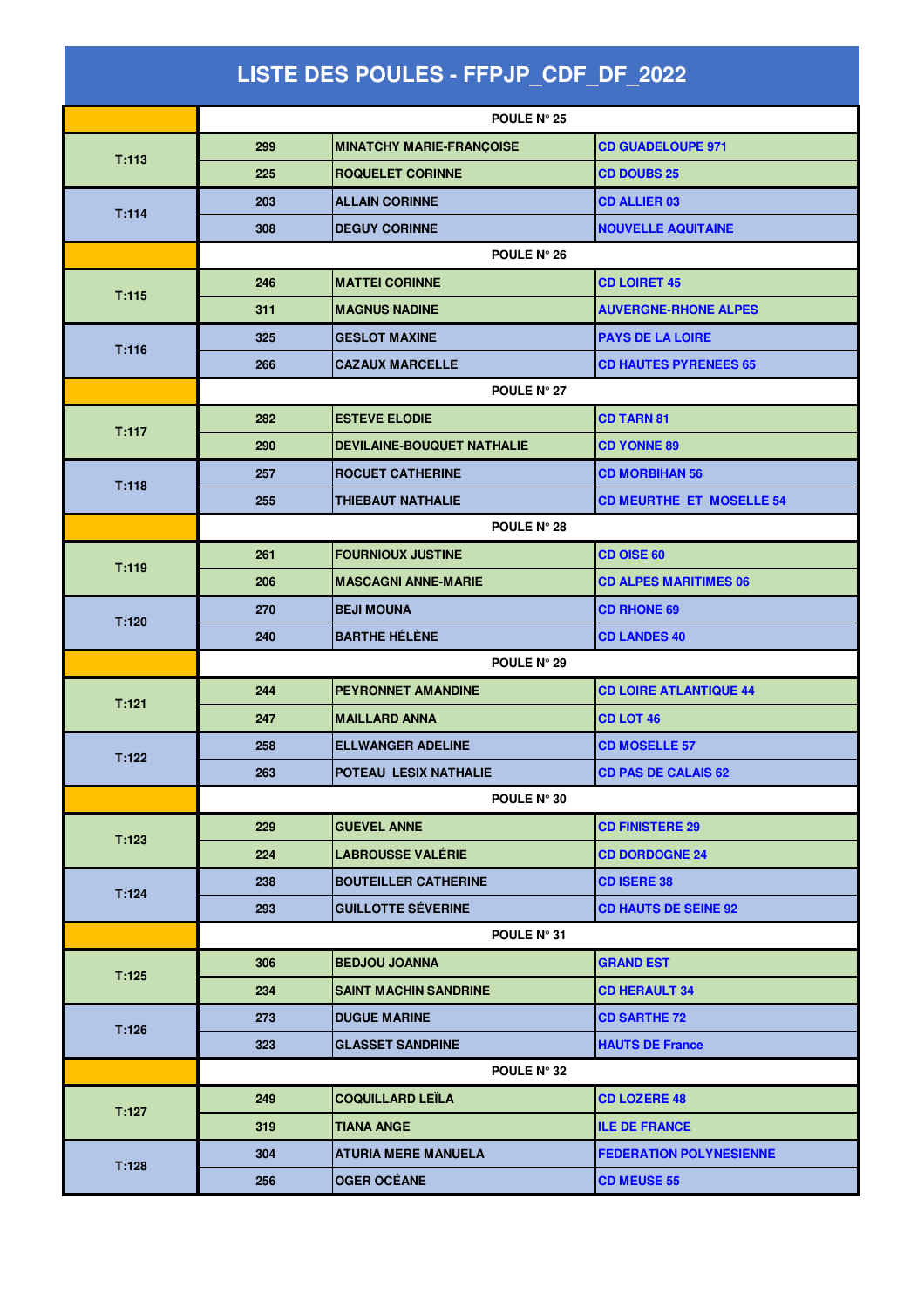# LISTE DES POULES - FFPJP_CDF_DF_2022

| | | | |
|---|---|---|---|
| | POULE N° 25 | | |
| T:113 | 299 | MINATCHY MARIE-FRANÇOISE | CD GUADELOUPE 971 |
| | 225 | ROQUELET CORINNE | CD DOUBS 25 |
| T:114 | 203 | ALLAIN CORINNE | CD ALLIER 03 |
| | 308 | DEGUY CORINNE | NOUVELLE AQUITAINE |
| | POULE N° 26 | | |
| T:115 | 246 | MATTEI CORINNE | CD LOIRET 45 |
| | 311 | MAGNUS NADINE | AUVERGNE-RHONE ALPES |
| T:116 | 325 | GESLOT MAXINE | PAYS DE LA LOIRE |
| | 266 | CAZAUX MARCELLE | CD HAUTES PYRENEES 65 |
| | POULE N° 27 | | |
| T:117 | 282 | ESTEVE ELODIE | CD TARN 81 |
| | 290 | DEVILAINE-BOUQUET NATHALIE | CD YONNE 89 |
| T:118 | 257 | ROCUET CATHERINE | CD MORBIHAN 56 |
| | 255 | THIEBAUT NATHALIE | CD MEURTHE ET MOSELLE 54 |
| | POULE N° 28 | | |
| T:119 | 261 | FOURNIOUX JUSTINE | CD OISE 60 |
| | 206 | MASCAGNI ANNE-MARIE | CD ALPES MARITIMES 06 |
| T:120 | 270 | BEJI MOUNA | CD RHONE 69 |
| | 240 | BARTHE HÉLÈNE | CD LANDES 40 |
| | POULE N° 29 | | |
| T:121 | 244 | PEYRONNET AMANDINE | CD LOIRE ATLANTIQUE 44 |
| | 247 | MAILLARD ANNA | CD LOT 46 |
| T:122 | 258 | ELLWANGER ADELINE | CD MOSELLE 57 |
| | 263 | POTEAU LESIX NATHALIE | CD PAS DE CALAIS 62 |
| | POULE N° 30 | | |
| T:123 | 229 | GUEVEL ANNE | CD FINISTERE 29 |
| | 224 | LABROUSSE VALÉRIE | CD DORDOGNE 24 |
| T:124 | 238 | BOUTEILLER CATHERINE | CD ISERE 38 |
| | 293 | GUILLOTTE SÉVERINE | CD HAUTS DE SEINE 92 |
| | POULE N° 31 | | |
| T:125 | 306 | BEDJOU JOANNA | GRAND EST |
| | 234 | SAINT MACHIN SANDRINE | CD HERAULT 34 |
| T:126 | 273 | DUGUE MARINE | CD SARTHE 72 |
| | 323 | GLASSET SANDRINE | HAUTS DE France |
| | POULE N° 32 | | |
| T:127 | 249 | COQUILLARD LEÏLA | CD LOZERE 48 |
| | 319 | TIANA ANGE | ILE DE FRANCE |
| T:128 | 304 | ATURIA MERE MANUELA | FEDERATION POLYNESIENNE |
| | 256 | OGER OCÉANE | CD MEUSE 55 |